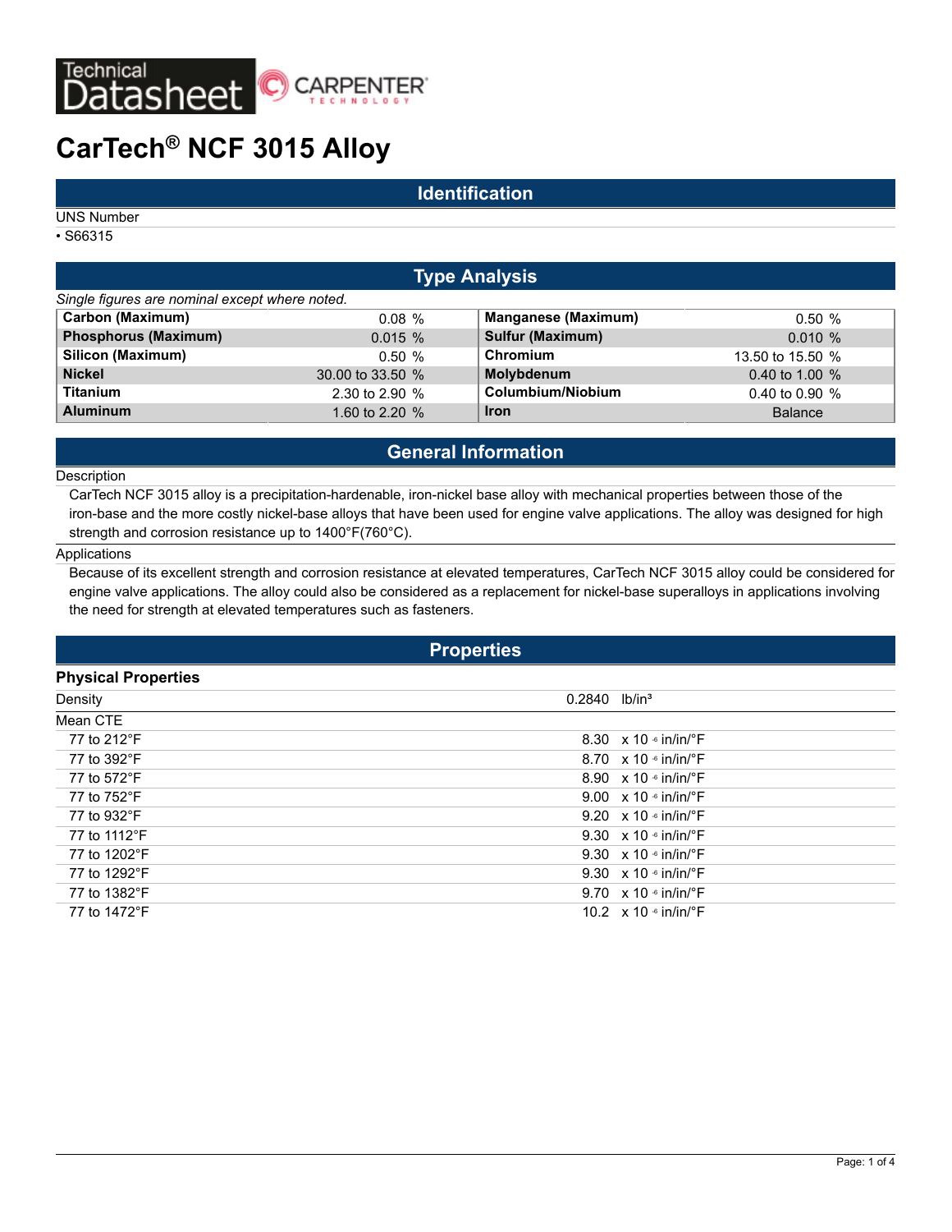# CarTech® NCF 3015 Alloy

## Identification

UNS Number

- S66315

## Type Analysis

*Single figures are nominal except where noted.*

| | | | |
|---|---|---|---|
| **Carbon (Maximum)** | 0.08 % | **Manganese (Maximum)** | 0.50 % |
| **Phosphorus (Maximum)** | 0.015 % | **Sulfur (Maximum)** | 0.010 % |
| **Silicon (Maximum)** | 0.50 % | **Chromium** | 13.50 to 15.50 % |
| **Nickel** | 30.00 to 33.50 % | **Molybdenum** | 0.40 to 1.00 % |
| **Titanium** | 2.30 to 2.90 % | **Columbium/Niobium** | 0.40 to 0.90 % |
| **Aluminum** | 1.60 to 2.20 % | **Iron** | Balance |

## General Information

Description

CarTech NCF 3015 alloy is a precipitation-hardenable, iron-nickel base alloy with mechanical properties between those of the iron-base and the more costly nickel-base alloys that have been used for engine valve applications. The alloy was designed for high strength and corrosion resistance up to 1400°F(760°C).

Applications

Because of its excellent strength and corrosion resistance at elevated temperatures, CarTech NCF 3015 alloy could be considered for engine valve applications. The alloy could also be considered as a replacement for nickel-base superalloys in applications involving the need for strength at elevated temperatures such as fasteners.

## Properties

### Physical Properties

| Property | Value | Unit |
|---|---|---|
| Density | 0.2840 | lb/in³ |
| Mean CTE | | |
| 77 to 212°F | 8.30 | $\times 10^{-6}$ in/in/°F |
| 77 to 392°F | 8.70 | $\times 10^{-6}$ in/in/°F |
| 77 to 572°F | 8.90 | $\times 10^{-6}$ in/in/°F |
| 77 to 752°F | 9.00 | $\times 10^{-6}$ in/in/°F |
| 77 to 932°F | 9.20 | $\times 10^{-6}$ in/in/°F |
| 77 to 1112°F | 9.30 | $\times 10^{-6}$ in/in/°F |
| 77 to 1202°F | 9.30 | $\times 10^{-6}$ in/in/°F |
| 77 to 1292°F | 9.30 | $\times 10^{-6}$ in/in/°F |
| 77 to 1382°F | 9.70 | $\times 10^{-6}$ in/in/°F |
| 77 to 1472°F | 10.2 | $\times 10^{-6}$ in/in/°F |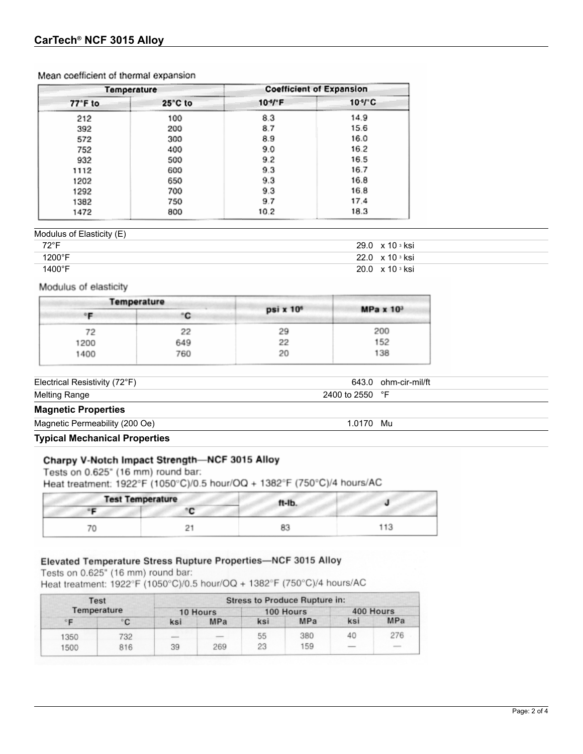Mean coefficient of thermal expansion

| Temperature | | Coefficient of Expansion | |
|---|---|---|---|
| 77°F to | 25°C to | $10^{-6}$/°F | $10^{-6}$/°C |
| 212 | 100 | 8.3 | 14.9 |
| 392 | 200 | 8.7 | 15.6 |
| 572 | 300 | 8.9 | 16.0 |
| 752 | 400 | 9.0 | 16.2 |
| 932 | 500 | 9.2 | 16.5 |
| 1112 | 600 | 9.3 | 16.7 |
| 1202 | 650 | 9.3 | 16.8 |
| 1292 | 700 | 9.3 | 16.8 |
| 1382 | 750 | 9.7 | 17.4 |
| 1472 | 800 | 10.2 | 18.3 |

| Modulus of Elasticity (E) | |
|---|---|
| 72°F | 29.0 x $10^3$ ksi |
| 1200°F | 22.0 x $10^3$ ksi |
| 1400°F | 20.0 x $10^3$ ksi |

Modulus of elasticity

| Temperature | | psi x $10^6$ | MPa x $10^3$ |
|---|---|---|---|
| °F | °C | | |
| 72 | 22 | 29 | 200 |
| 1200 | 649 | 22 | 152 |
| 1400 | 760 | 20 | 138 |

| | |
|---|---|
| Electrical Resistivity (72°F) | 643.0 ohm-cir-mil/ft |
| Melting Range | 2400 to 2550 °F |

**Magnetic Properties**

| | |
|---|---|
| Magnetic Permeability (200 Oe) | 1.0170 Mu |

**Typical Mechanical Properties**

**Charpy V-Notch Impact Strength—NCF 3015 Alloy**

Tests on 0.625" (16 mm) round bar:
Heat treatment: 1922°F (1050°C)/0.5 hour/OQ + 1382°F (750°C)/4 hours/AC

| Test Temperature | | ft-lb. | J |
|---|---|---|---|
| °F | °C | | |
| 70 | 21 | 83 | 113 |

**Elevated Temperature Stress Rupture Properties—NCF 3015 Alloy**

Tests on 0.625" (16 mm) round bar:
Heat treatment: 1922°F (1050°C)/0.5 hour/OQ + 1382°F (750°C)/4 hours/AC

| Test Temperature | | Stress to Produce Rupture in: | | | | | |
|---|---|---|---|---|---|---|---|
| | | 10 Hours | | 100 Hours | | 400 Hours | |
| °F | °C | ksi | MPa | ksi | MPa | ksi | MPa |
| 1350 | 732 | — | — | 55 | 380 | 40 | 276 |
| 1500 | 816 | 39 | 269 | 23 | 159 | — | — |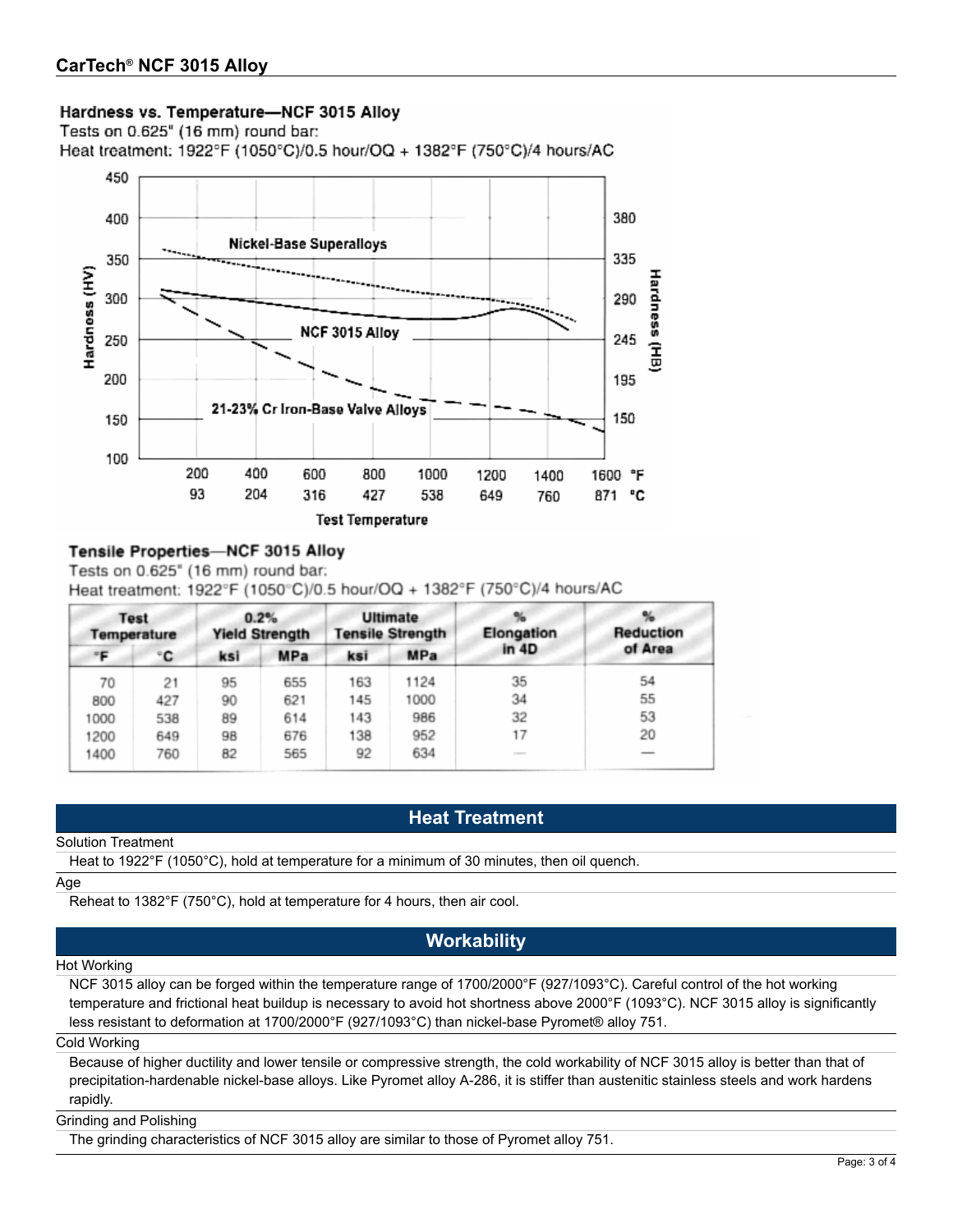## Hardness vs. Temperature—NCF 3015 Alloy

Tests on 0.625" (16 mm) round bar:
Heat treatment: 1922°F (1050°C)/0.5 hour/OQ + 1382°F (750°C)/4 hours/AC

## Tensile Properties—NCF 3015 Alloy

Tests on 0.625" (16 mm) round bar:
Heat treatment: 1922°F (1050°C)/0.5 hour/OQ + 1382°F (750°C)/4 hours/AC

| Test Temperature | | 0.2% Yield Strength | | Ultimate Tensile Strength | | % Elongation in 4D | % Reduction of Area |
|---|---|---|---|---|---|---|---|
| °F | °C | ksi | MPa | ksi | MPa | | |
| 70 | 21 | 95 | 655 | 163 | 1124 | 35 | 54 |
| 800 | 427 | 90 | 621 | 145 | 1000 | 34 | 55 |
| 1000 | 538 | 89 | 614 | 143 | 986 | 32 | 53 |
| 1200 | 649 | 98 | 676 | 138 | 952 | 17 | 20 |
| 1400 | 760 | 82 | 565 | 92 | 634 | — | — |

## Heat Treatment

**Solution Treatment**

Heat to 1922°F (1050°C), hold at temperature for a minimum of 30 minutes, then oil quench.

**Age**

Reheat to 1382°F (750°C), hold at temperature for 4 hours, then air cool.

## Workability

**Hot Working**

NCF 3015 alloy can be forged within the temperature range of 1700/2000°F (927/1093°C). Careful control of the hot working temperature and frictional heat buildup is necessary to avoid hot shortness above 2000°F (1093°C). NCF 3015 alloy is significantly less resistant to deformation at 1700/2000°F (927/1093°C) than nickel-base Pyromet® alloy 751.

**Cold Working**

Because of higher ductility and lower tensile or compressive strength, the cold workability of NCF 3015 alloy is better than that of precipitation-hardenable nickel-base alloys. Like Pyromet alloy A-286, it is stiffer than austenitic stainless steels and work hardens rapidly.

**Grinding and Polishing**

The grinding characteristics of NCF 3015 alloy are similar to those of Pyromet alloy 751.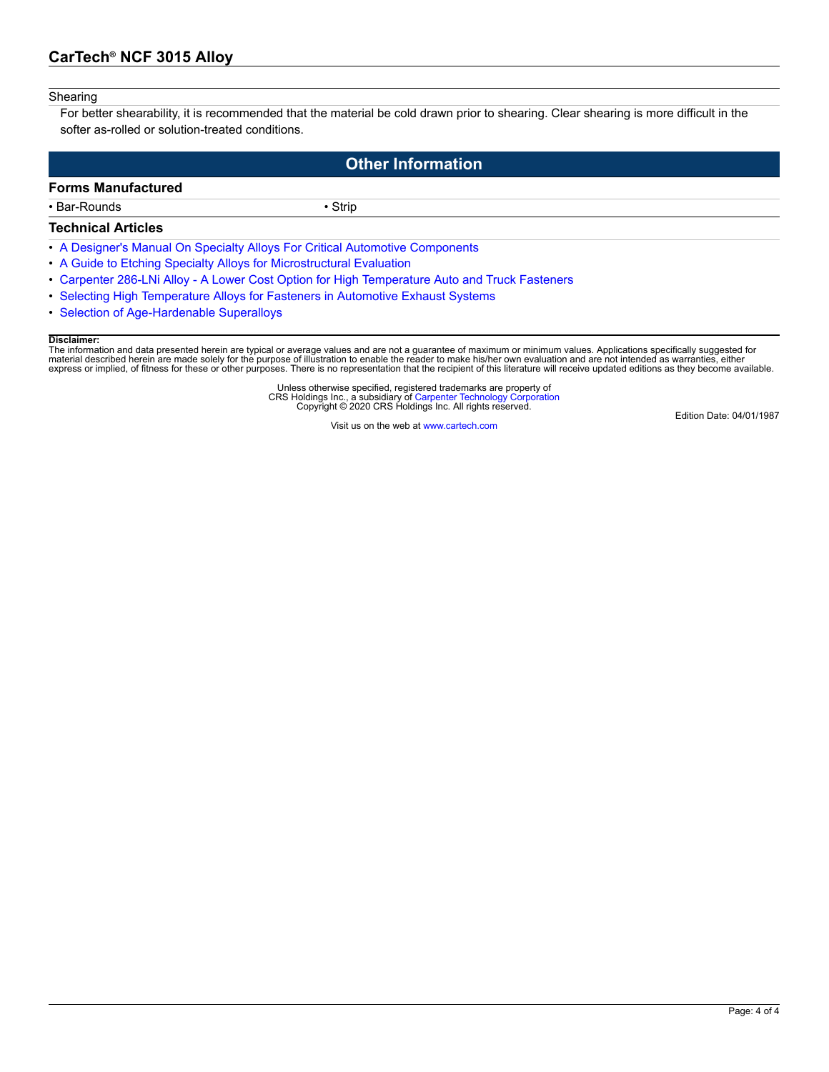### Shearing

For better shearability, it is recommended that the material be cold drawn prior to shearing. Clear shearing is more difficult in the softer as-rolled or solution-treated conditions.

## Other Information

### Forms Manufactured

- Bar-Rounds
- Strip

### Technical Articles

- A Designer's Manual On Specialty Alloys For Critical Automotive Components
- A Guide to Etching Specialty Alloys for Microstructural Evaluation
- Carpenter 286-LNi Alloy - A Lower Cost Option for High Temperature Auto and Truck Fasteners
- Selecting High Temperature Alloys for Fasteners in Automotive Exhaust Systems
- Selection of Age-Hardenable Superalloys

**Disclaimer:**
The information and data presented herein are typical or average values and are not a guarantee of maximum or minimum values. Applications specifically suggested for material described herein are made solely for the purpose of illustration to enable the reader to make his/her own evaluation and are not intended as warranties, either express or implied, of fitness for these or other purposes. There is no representation that the recipient of this literature will receive updated editions as they become available.

Unless otherwise specified, registered trademarks are property of
CRS Holdings Inc., a subsidiary of Carpenter Technology Corporation
Copyright © 2020 CRS Holdings Inc. All rights reserved.

Edition Date: 04/01/1987

Visit us on the web at www.cartech.com